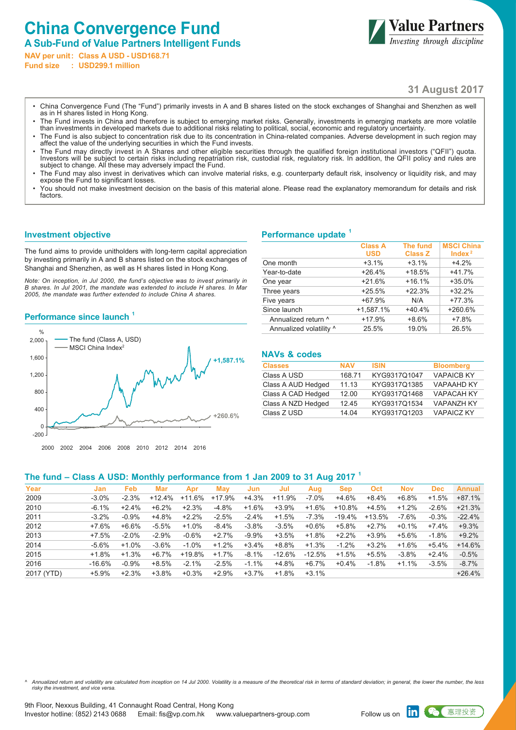# China Convergence Fund

## A Sub-Fund of Value Partners Intelligent Funds

**NAV per unit: Class A USD - USD168.71**
**Fund size : USD299.1 million**

Value Partners
*Investing through discipline*

**31 August 2017**

- China Convergence Fund (The "Fund") primarily invests in A and B shares listed on the stock exchanges of Shanghai and Shenzhen as well as in H shares listed in Hong Kong.
- The Fund invests in China and therefore is subject to emerging market risks. Generally, investments in emerging markets are more volatile than investments in developed markets due to additional risks relating to political, social, economic and regulatory uncertainty.
- The Fund is also subject to concentration risk due to its concentration in China-related companies. Adverse development in such region may affect the value of the underlying securities in which the Fund invests.
- The Fund may directly invest in A Shares and other eligible securities through the qualified foreign institutional investors ("QFII") quota. Investors will be subject to certain risks including repatriation risk, custodial risk, regulatory risk. In addition, the QFII policy and rules are subject to change. All these may adversely impact the Fund.
- The Fund may also invest in derivatives which can involve material risks, e.g. counterparty default risk, insolvency or liquidity risk, and may expose the Fund to significant losses.
- You should not make investment decision on the basis of this material alone. Please read the explanatory memorandum for details and risk factors.

### Investment objective

The fund aims to provide unitholders with long-term capital appreciation by investing primarily in A and B shares listed on the stock exchanges of Shanghai and Shenzhen, as well as H shares listed in Hong Kong.

*Note: On inception, in Jul 2000, the fund's objective was to invest primarily in B shares. In Jul 2001, the mandate was extended to include H shares. In Mar 2005, the mandate was further extended to include China A shares.*

### Performance since launch [1]

Chart legend: The fund (Class A, USD) — +1,587.1%; MSCI China Index[2] — +260.6%

### Performance update [1]

| | Class A USD | The fund Class Z | MSCI China Index[2] |
|---|---|---|---|
| One month | +3.1% | +3.1% | +4.2% |
| Year-to-date | +26.4% | +18.5% | +41.7% |
| One year | +21.6% | +16.1% | +35.0% |
| Three years | +25.5% | +22.3% | +32.2% |
| Five years | +67.9% | N/A | +77.3% |
| Since launch | +1,587.1% | +40.4% | +260.6% |
| Annualized return ^ | +17.9% | +8.6% | +7.8% |
| Annualized volatility ^ | 25.5% | 19.0% | 26.5% |

### NAVs & codes

| Classes | NAV | ISIN | Bloomberg |
|---|---|---|---|
| Class A USD | 168.71 | KYG9317Q1047 | VAPAICB KY |
| Class A AUD Hedged | 11.13 | KYG9317Q1385 | VAPAAHD KY |
| Class A CAD Hedged | 12.00 | KYG9317Q1468 | VAPACAH KY |
| Class A NZD Hedged | 12.45 | KYG9317Q1534 | VAPANZH KY |
| Class Z USD | 14.04 | KYG9317Q1203 | VAPAICZ KY |

### The fund – Class A USD: Monthly performance from 1 Jan 2009 to 31 Aug 2017 [1]

| Year | Jan | Feb | Mar | Apr | May | Jun | Jul | Aug | Sep | Oct | Nov | Dec | Annual |
|---|---|---|---|---|---|---|---|---|---|---|---|---|---|
| 2009 | -3.0% | -2.3% | +12.4% | +11.6% | +17.9% | +4.3% | +11.9% | -7.0% | +4.6% | +8.4% | +6.8% | +1.5% | +87.1% |
| 2010 | -6.1% | +2.4% | +6.2% | +2.3% | -4.8% | +1.6% | +3.9% | +1.6% | +10.8% | +4.5% | +1.2% | -2.6% | +21.3% |
| 2011 | -3.2% | -0.9% | +4.8% | +2.2% | -2.5% | -2.4% | +1.5% | -7.3% | -19.4% | +13.5% | -7.6% | -0.3% | -22.4% |
| 2012 | +7.6% | +6.6% | -5.5% | +1.0% | -8.4% | -3.8% | -3.5% | +0.6% | +5.8% | +2.7% | +0.1% | +7.4% | +9.3% |
| 2013 | +7.5% | -2.0% | -2.9% | -0.6% | +2.7% | -9.9% | +3.5% | +1.8% | +2.2% | +3.9% | +5.6% | -1.8% | +9.2% |
| 2014 | -5.6% | +1.0% | -3.6% | -1.0% | +1.2% | +3.4% | +8.8% | +1.3% | -1.2% | +3.2% | +1.6% | +5.4% | +14.6% |
| 2015 | +1.8% | +1.3% | +6.7% | +19.8% | +1.7% | -8.1% | -12.6% | -12.5% | +1.5% | +5.5% | -3.8% | +2.4% | -0.5% |
| 2016 | -16.6% | -0.9% | +8.5% | -2.1% | -2.5% | -1.1% | +4.8% | +6.7% | +0.4% | -1.8% | +1.1% | -3.5% | -8.7% |
| 2017 (YTD) | +5.9% | +2.3% | +3.8% | +0.3% | +2.9% | +3.7% | +1.8% | +3.1% | | | | | +26.4% |

^ *Annualized return and volatility are calculated from inception on 14 Jul 2000. Volatility is a measure of the theoretical risk in terms of standard deviation; in general, the lower the number, the less risky the investment, and vice versa.*

9th Floor, Nexxus Building, 41 Connaught Road Central, Hong Kong
Investor hotline: (852) 2143 0688 Email: fis@vp.com.hk www.valuepartners-group.com Follow us on 惠理投资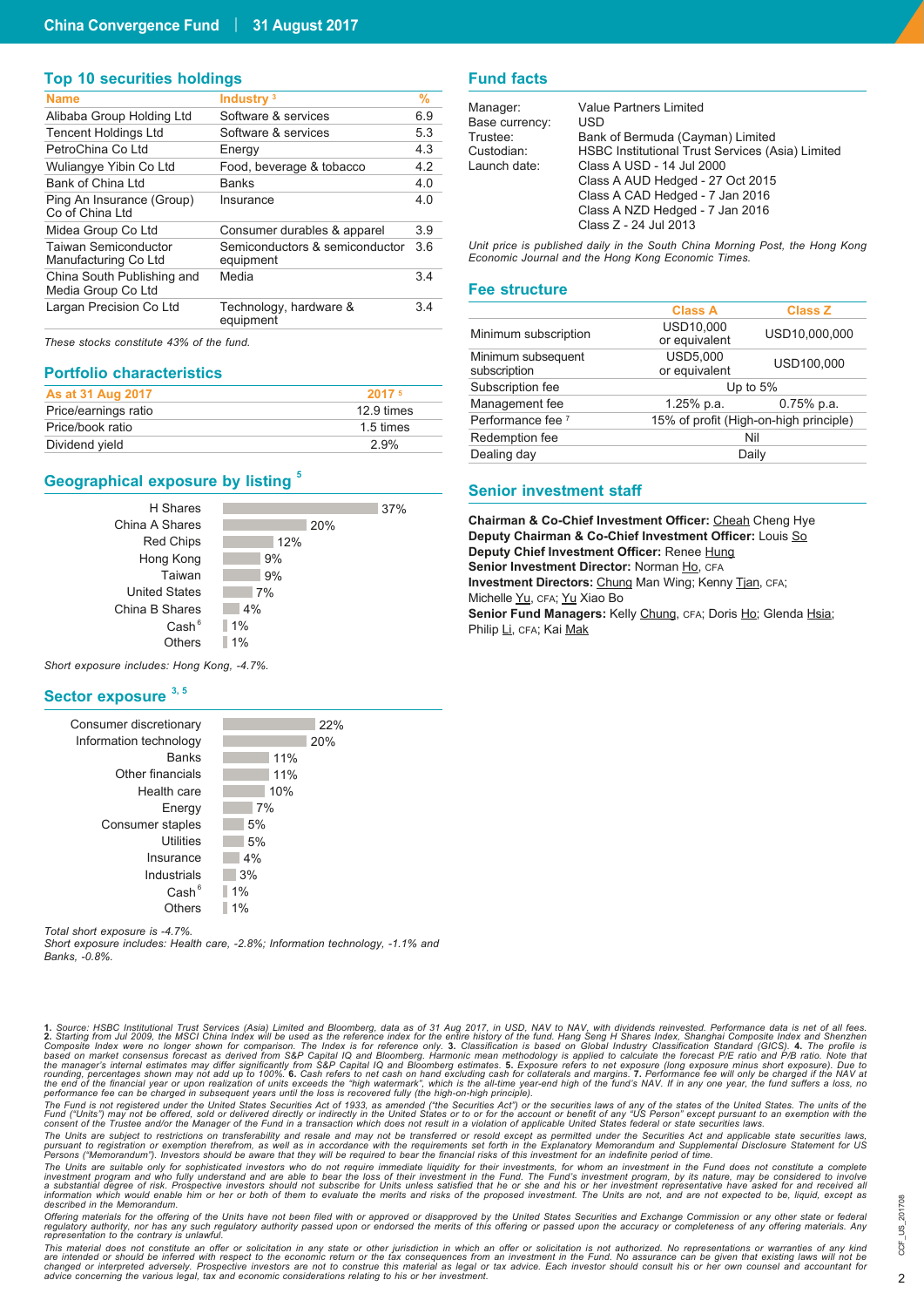## Top 10 securities holdings

| Name | Industry [3] | % |
|---|---|---|
| Alibaba Group Holding Ltd | Software & services | 6.9 |
| Tencent Holdings Ltd | Software & services | 5.3 |
| PetroChina Co Ltd | Energy | 4.3 |
| Wuliangye Yibin Co Ltd | Food, beverage & tobacco | 4.2 |
| Bank of China Ltd | Banks | 4.0 |
| Ping An Insurance (Group) Co of China Ltd | Insurance | 4.0 |
| Midea Group Co Ltd | Consumer durables & apparel | 3.9 |
| Taiwan Semiconductor Manufacturing Co Ltd | Semiconductors & semiconductor equipment | 3.6 |
| China South Publishing and Media Group Co Ltd | Media | 3.4 |
| Largan Precision Co Ltd | Technology, hardware & equipment | 3.4 |

*These stocks constitute 43% of the fund.*

## Portfolio characteristics

| As at 31 Aug 2017 | 2017 [5] |
|---|---|
| Price/earnings ratio | 12.9 times |
| Price/book ratio | 1.5 times |
| Dividend yield | 2.9% |

## Geographical exposure by listing [5]

H Shares 37%
China A Shares 20%
Red Chips 12%
Hong Kong 9%
Taiwan 9%
United States 7%
China B Shares 4%
Cash [6] 1%
Others 1%

*Short exposure includes: Hong Kong, -4.7%.*

## Sector exposure [3, 5]

Consumer discretionary 22%
Information technology 20%
Banks 11%
Other financials 11%
Health care 10%
Energy 7%
Consumer staples 5%
Utilities 5%
Insurance 4%
Industrials 3%
Cash [6] 1%
Others 1%

*Total short exposure is -4.7%.*
*Short exposure includes: Health care, -2.8%; Information technology, -1.1% and Banks, -0.8%.*

## Fund facts

| | |
|---|---|
| Manager: | Value Partners Limited |
| Base currency: | USD |
| Trustee: | Bank of Bermuda (Cayman) Limited |
| Custodian: | HSBC Institutional Trust Services (Asia) Limited |
| Launch date: | Class A USD - 14 Jul 2000<br>Class A AUD Hedged - 27 Oct 2015<br>Class A CAD Hedged - 7 Jan 2016<br>Class A NZD Hedged - 7 Jan 2016<br>Class Z - 24 Jul 2013 |

*Unit price is published daily in the South China Morning Post, the Hong Kong Economic Journal and the Hong Kong Economic Times.*

## Fee structure

| | Class A | Class Z |
|---|---|---|
| Minimum subscription | USD10,000 or equivalent | USD10,000,000 |
| Minimum subsequent subscription | USD5,000 or equivalent | USD100,000 |
| Subscription fee | Up to 5% | |
| Management fee | 1.25% p.a. | 0.75% p.a. |
| Performance fee [7] | 15% of profit (High-on-high principle) | |
| Redemption fee | Nil | |
| Dealing day | Daily | |

## Senior investment staff

**Chairman & Co-Chief Investment Officer:** Cheah Cheng Hye
**Deputy Chairman & Co-Chief Investment Officer:** Louis So
**Deputy Chief Investment Officer:** Renee Hung
**Senior Investment Director:** Norman Ho, CFA
**Investment Directors:** Chung Man Wing; Kenny Tjan, CFA; Michelle Yu, CFA; Yu Xiao Bo
**Senior Fund Managers:** Kelly Chung, CFA; Doris Ho; Glenda Hsia; Philip Li, CFA; Kai Mak

**1.** Source: HSBC Institutional Trust Services (Asia) Limited and Bloomberg, data as of 31 Aug 2017, in USD, NAV to NAV, with dividends reinvested. Performance data is net of all fees. **2.** Starting from Jul 2009, the MSCI China Index will be used as the reference index for the entire history of the fund. Hang Seng H Shares Index, Shanghai Composite Index and Shenzhen Composite Index are no longer shown for comparison. The Index is for reference only. **3.** Classification is based on Global Industry Classification Standard (GICS). **4.** The profile is based on market consensus forecast as derived from S&P Capital IQ and Bloomberg. Harmonic mean methodology is applied to calculate the forecast P/E ratio and P/B ratio. Note that the manager's internal estimates may differ significantly from S&P Capital IQ and Bloomberg estimates. **5.** Exposure refers to net exposure (long exposure minus short exposure). Due to rounding, percentages shown may not add up to 100%. **6.** Cash refers to net cash on hand excluding cash for collaterals and margins. **7.** Performance fee will only be charged if the NAV at the end of the financial year or upon realization of units exceeds the "high watermark", which is the all-time year-end high of the fund's NAV. If in any one year, the fund suffers a loss, no performance fee can be charged in subsequent years until the loss is recovered fully (the high-on-high principle).

The Fund is not registered under the United States Securities Act of 1933, as amended ("the Securities Act") or the securities laws of any of the states of the United States. The units of the Fund ("Units") may not be offered, sold or delivered directly or indirectly in the United States or to or for the account or benefit of any "US Person" except pursuant to an exemption with the consent of the Trustee and/or the Manager of the Fund in a transaction which does not result in a violation of applicable United States federal or state securities laws.

The Units are subject to restrictions on transferability and resale and may not be transferred or resold except as permitted under the Securities Act and applicable state securities laws, pursuant to registration or exemption therefrom, as well as in accordance with the requirements set forth in the Explanatory Memorandum and Supplemental Disclosure Statement for US Persons ("Memorandum"). Investors should be aware that they will be required to bear the financial risks of this investment for an indefinite period of time.

The Units are suitable only for sophisticated investors who do not require immediate liquidity for their investments, for whom an investment in the Fund does not constitute a complete investment program and who fully understand and are able to bear the loss of their investment in the Fund. The Fund's investment program, by its nature, may be considered to involve a substantial degree of risk. Prospective investors should not subscribe for Units unless satisfied that he or she and his or her investment representative have asked for and received all information which would enable him or her or both of them to evaluate the merits and risks of the proposed investment. The Units are not, and are not expected to be, liquid, except as described in the Memorandum.

Offering materials for the offering of the Units have not been filed with or approved or disapproved by the United States Securities and Exchange Commission or any other state or federal regulatory authority, nor has any such regulatory authority passed upon or endorsed the merits of this offering or passed upon the accuracy or completeness of any offering materials. Any representation to the contrary is unlawful.

This material does not constitute an offer or solicitation in any state or other jurisdiction in which an offer or solicitation is not authorized. No representations or warranties of any kind are intended or should be inferred with respect to the economic return or the tax consequences from an investment in the Fund. No assurance can be given that existing laws will not be changed or interpreted adversely. Prospective investors are not to construe this material as legal or tax advice. Each investor should consult his or her own counsel and accountant for advice concerning the various legal, tax and economic considerations relating to his or her investment.

CCF_US_201708